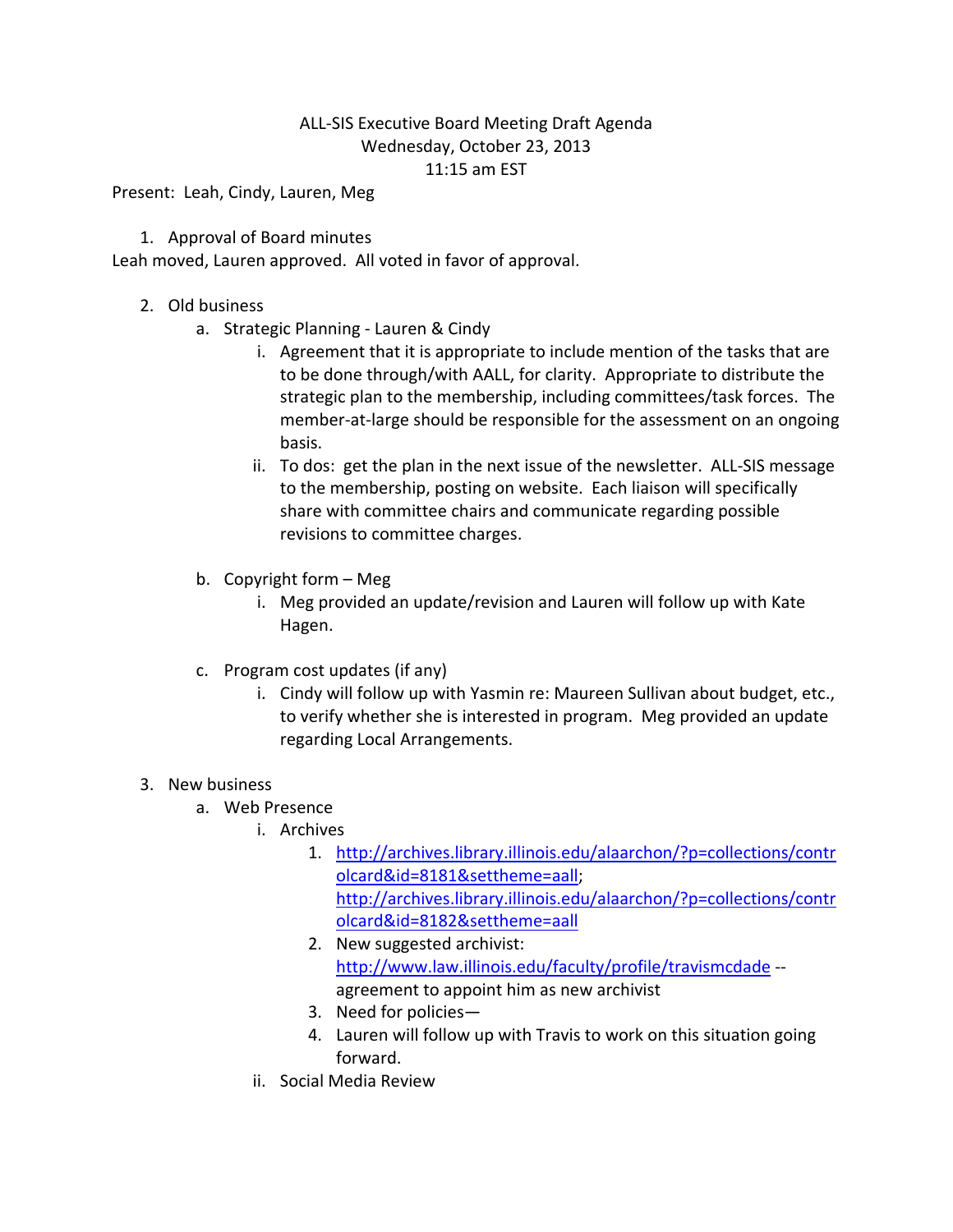ALL-SIS Executive Board Meeting Draft Agenda
Wednesday, October 23, 2013
11:15 am EST

Present: Leah, Cindy, Lauren, Meg

1. Approval of Board minutes

Leah moved, Lauren approved. All voted in favor of approval.

2. Old business
   a. Strategic Planning - Lauren & Cindy
      i. Agreement that it is appropriate to include mention of the tasks that are to be done through/with AALL, for clarity. Appropriate to distribute the strategic plan to the membership, including committees/task forces. The member-at-large should be responsible for the assessment on an ongoing basis.
      ii. To dos: get the plan in the next issue of the newsletter. ALL-SIS message to the membership, posting on website. Each liaison will specifically share with committee chairs and communicate regarding possible revisions to committee charges.

   b. Copyright form – Meg
      i. Meg provided an update/revision and Lauren will follow up with Kate Hagen.

   c. Program cost updates (if any)
      i. Cindy will follow up with Yasmin re: Maureen Sullivan about budget, etc., to verify whether she is interested in program. Meg provided an update regarding Local Arrangements.

3. New business
   a. Web Presence
      i. Archives
         1. http://archives.library.illinois.edu/alaarchon/?p=collections/controlcard&id=8181&settheme=aall; http://archives.library.illinois.edu/alaarchon/?p=collections/controlcard&id=8182&settheme=aall
         2. New suggested archivist: http://www.law.illinois.edu/faculty/profile/travismcdade -- agreement to appoint him as new archivist
         3. Need for policies—
         4. Lauren will follow up with Travis to work on this situation going forward.
      ii. Social Media Review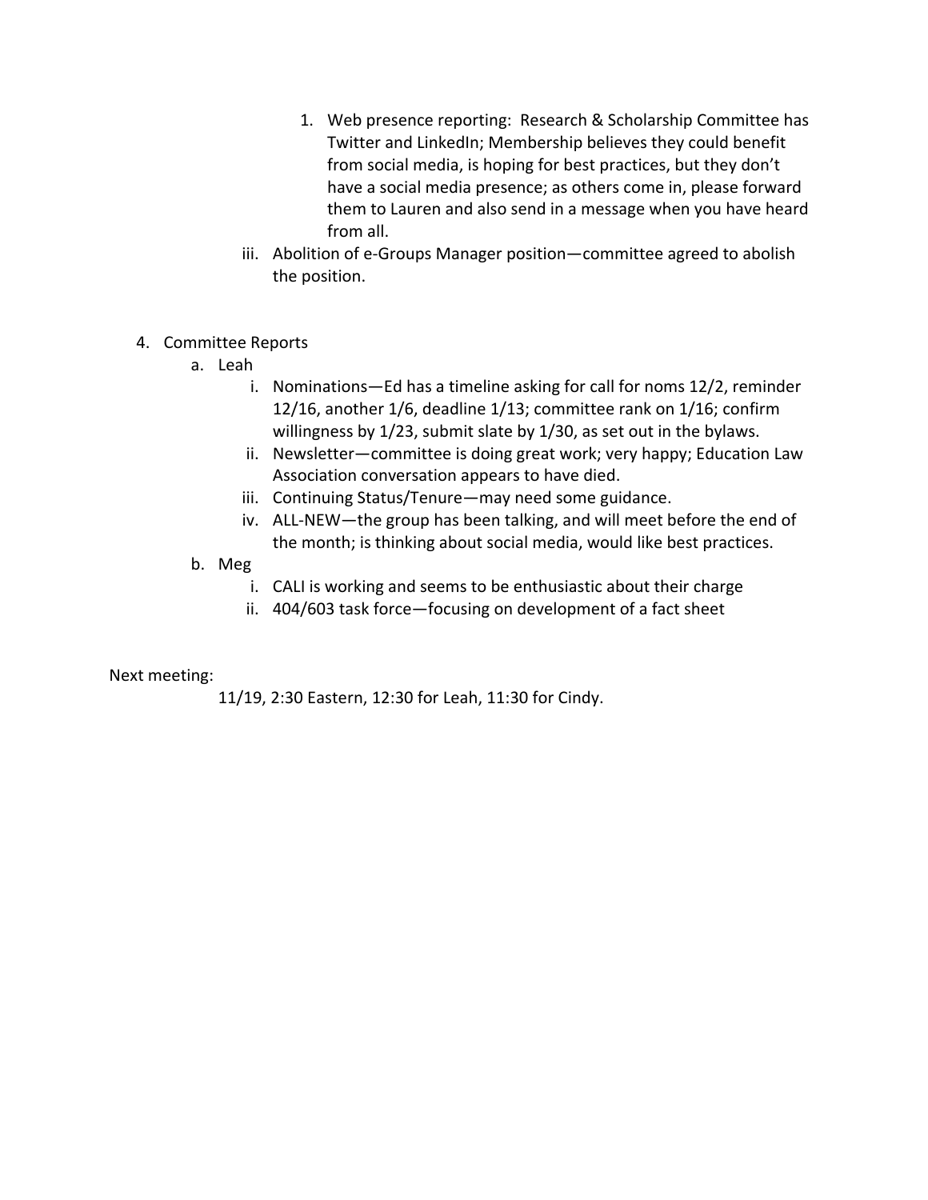1. Web presence reporting: Research & Scholarship Committee has Twitter and LinkedIn; Membership believes they could benefit from social media, is hoping for best practices, but they don't have a social media presence; as others come in, please forward them to Lauren and also send in a message when you have heard from all.

iii. Abolition of e-Groups Manager position—committee agreed to abolish the position.

4. Committee Reports
   a. Leah
      i. Nominations—Ed has a timeline asking for call for noms 12/2, reminder 12/16, another 1/6, deadline 1/13; committee rank on 1/16; confirm willingness by 1/23, submit slate by 1/30, as set out in the bylaws.
      ii. Newsletter—committee is doing great work; very happy; Education Law Association conversation appears to have died.
      iii. Continuing Status/Tenure—may need some guidance.
      iv. ALL-NEW—the group has been talking, and will meet before the end of the month; is thinking about social media, would like best practices.
   b. Meg
      i. CALI is working and seems to be enthusiastic about their charge
      ii. 404/603 task force—focusing on development of a fact sheet

Next meeting:

11/19, 2:30 Eastern, 12:30 for Leah, 11:30 for Cindy.